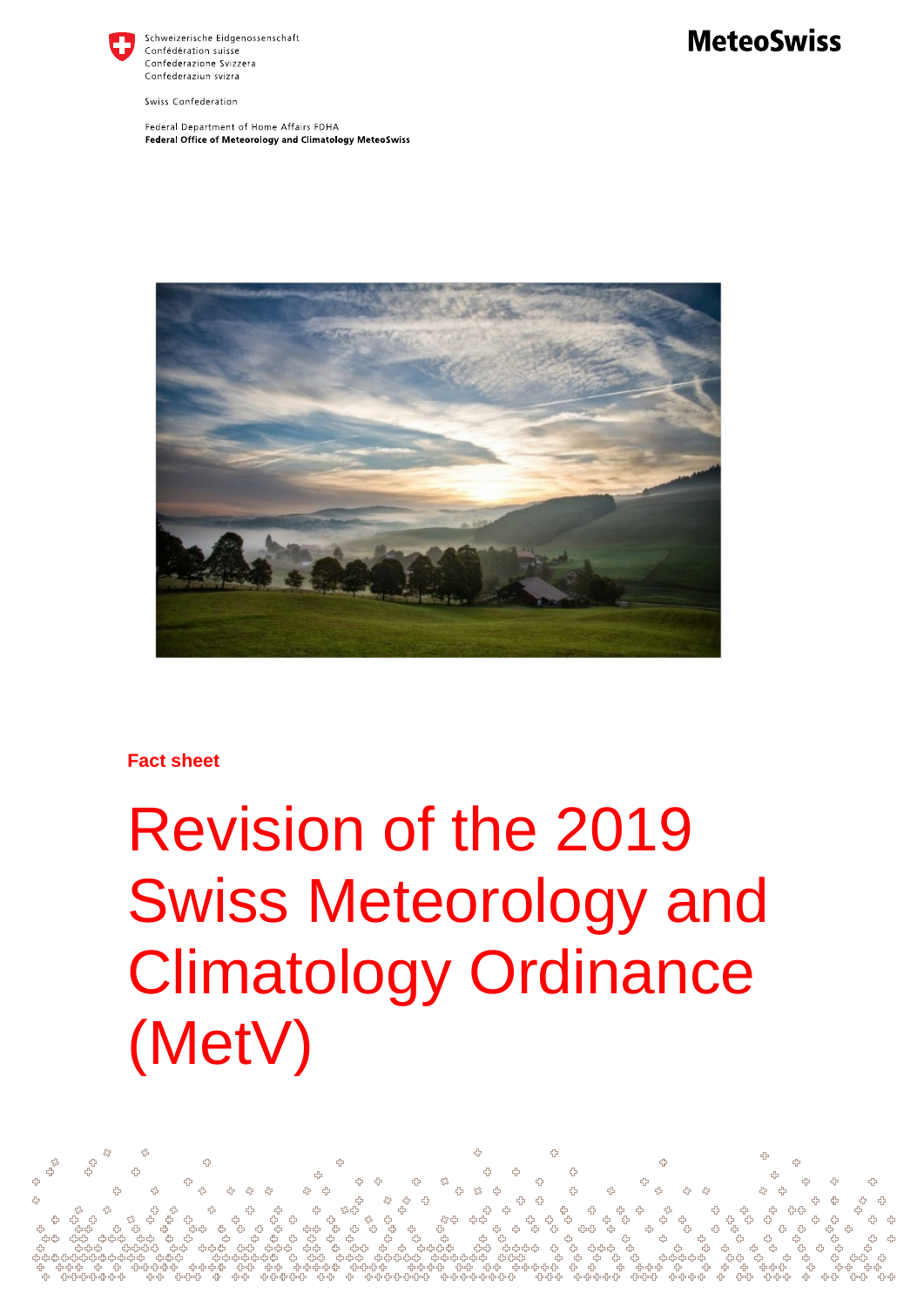Schweizerische Eidgenossenschaft
Confédération suisse
Confederazione Svizzera
Confederaziun svizra

Swiss Confederation

Federal Department of Home Affairs FDHA
**Federal Office of Meteorology and Climatology MeteoSwiss**

**MeteoSwiss**

**Fact sheet**

# Revision of the 2019 Swiss Meteorology and Climatology Ordinance (MetV)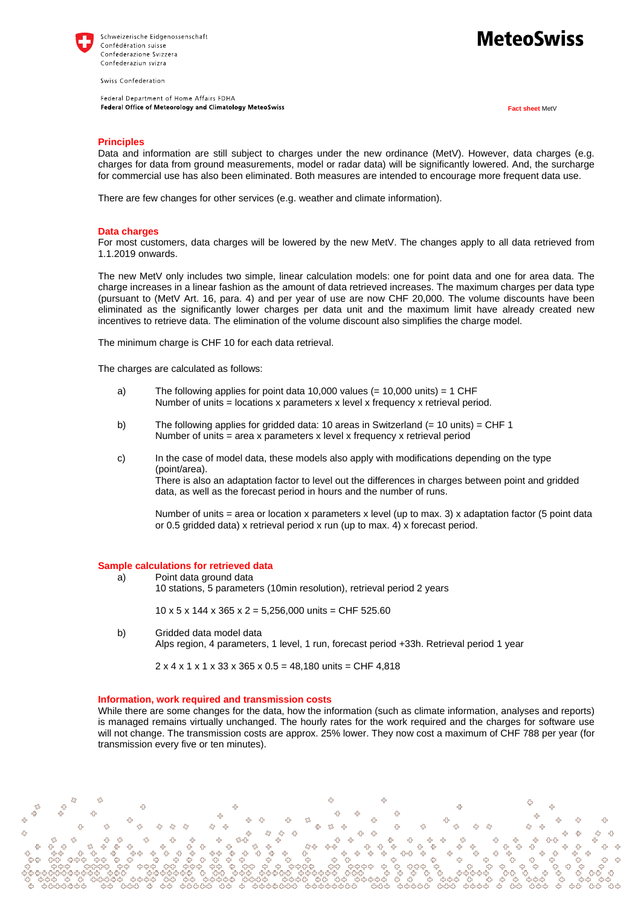## Principles

Data and information are still subject to charges under the new ordinance (MetV). However, data charges (e.g. charges for data from ground measurements, model or radar data) will be significantly lowered. And, the surcharge for commercial use has also been eliminated. Both measures are intended to encourage more frequent data use.

There are few changes for other services (e.g. weather and climate information).

## Data charges

For most customers, data charges will be lowered by the new MetV. The changes apply to all data retrieved from 1.1.2019 onwards.

The new MetV only includes two simple, linear calculation models: one for point data and one for area data. The charge increases in a linear fashion as the amount of data retrieved increases. The maximum charges per data type (pursuant to (MetV Art. 16, para. 4) and per year of use are now CHF 20,000. The volume discounts have been eliminated as the significantly lower charges per data unit and the maximum limit have already created new incentives to retrieve data. The elimination of the volume discount also simplifies the charge model.

The minimum charge is CHF 10 for each data retrieval.

The charges are calculated as follows:

a) The following applies for point data 10,000 values (= 10,000 units) = 1 CHF
   Number of units = locations x parameters x level x frequency x retrieval period.

b) The following applies for gridded data: 10 areas in Switzerland (= 10 units) = CHF 1
   Number of units = area x parameters x level x frequency x retrieval period

c) In the case of model data, these models also apply with modifications depending on the type (point/area).
   There is also an adaptation factor to level out the differences in charges between point and gridded data, as well as the forecast period in hours and the number of runs.

   Number of units = area or location x parameters x level (up to max. 3) x adaptation factor (5 point data or 0.5 gridded data) x retrieval period x run (up to max. 4) x forecast period.

## Sample calculations for retrieved data

a) Point data ground data
   10 stations, 5 parameters (10min resolution), retrieval period 2 years

   10 x 5 x 144 x 365 x 2 = 5,256,000 units = CHF 525.60

b) Gridded data model data
   Alps region, 4 parameters, 1 level, 1 run, forecast period +33h. Retrieval period 1 year

   2 x 4 x 1 x 1 x 33 x 365 x 0.5 = 48,180 units = CHF 4,818

## Information, work required and transmission costs

While there are some changes for the data, how the information (such as climate information, analyses and reports) is managed remains virtually unchanged. The hourly rates for the work required and the charges for software use will not change. The transmission costs are approx. 25% lower. They now cost a maximum of CHF 788 per year (for transmission every five or ten minutes).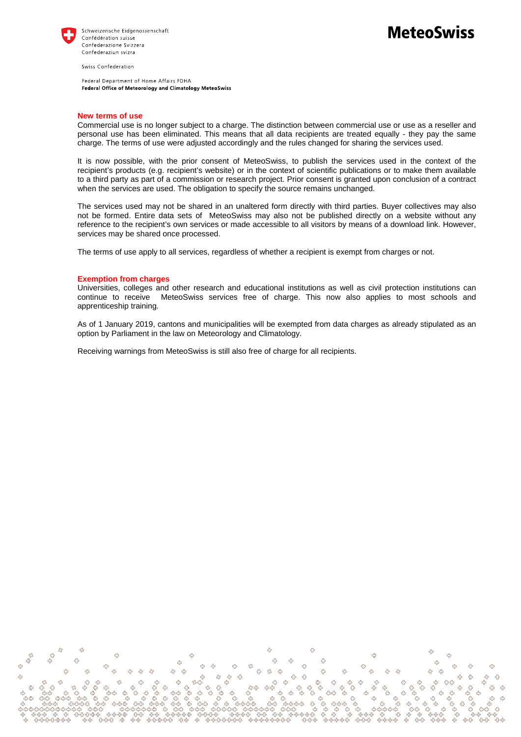## New terms of use

Commercial use is no longer subject to a charge. The distinction between commercial use or use as a reseller and personal use has been eliminated. This means that all data recipients are treated equally - they pay the same charge. The terms of use were adjusted accordingly and the rules changed for sharing the services used.

It is now possible, with the prior consent of MeteoSwiss, to publish the services used in the context of the recipient's products (e.g. recipient's website) or in the context of scientific publications or to make them available to a third party as part of a commission or research project. Prior consent is granted upon conclusion of a contract when the services are used. The obligation to specify the source remains unchanged.

The services used may not be shared in an unaltered form directly with third parties. Buyer collectives may also not be formed. Entire data sets of MeteoSwiss may also not be published directly on a website without any reference to the recipient's own services or made accessible to all visitors by means of a download link. However, services may be shared once processed.

The terms of use apply to all services, regardless of whether a recipient is exempt from charges or not.

## Exemption from charges

Universities, colleges and other research and educational institutions as well as civil protection institutions can continue to receive MeteoSwiss services free of charge. This now also applies to most schools and apprenticeship training.

As of 1 January 2019, cantons and municipalities will be exempted from data charges as already stipulated as an option by Parliament in the law on Meteorology and Climatology.

Receiving warnings from MeteoSwiss is still also free of charge for all recipients.